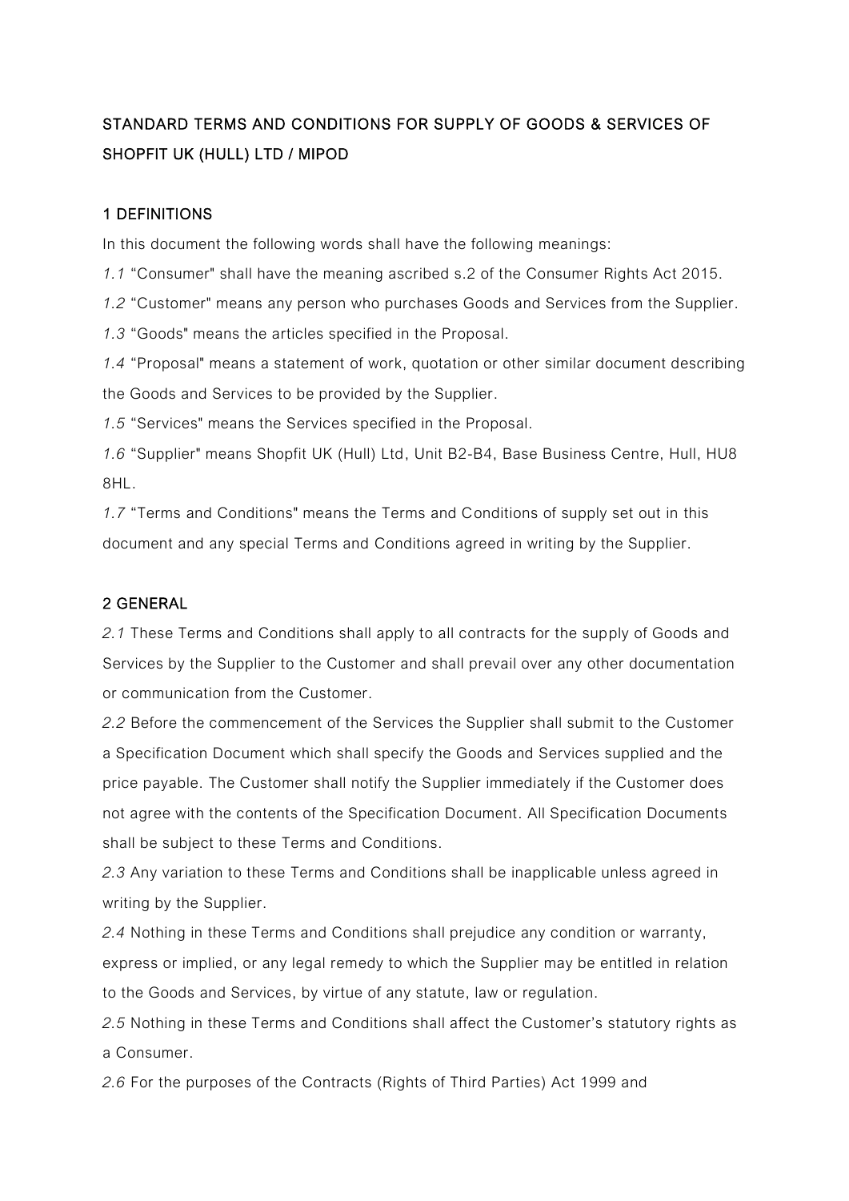# STANDARD TERMS AND CONDITIONS FOR SUPPLY OF GOODS & SERVICES OF SHOPFIT UK (HULL) LTD / MIPOD

## 1 DEFINITIONS

In this document the following words shall have the following meanings:

*1.1* "Consumer" shall have the meaning ascribed s.2 of the Consumer Rights Act 2015.

*1.2* "Customer" means any person who purchases Goods and Services from the Supplier.

*1.3* "Goods" means the articles specified in the Proposal.

*1.4* "Proposal" means a statement of work, quotation or other similar document describing the Goods and Services to be provided by the Supplier.

*1.5* "Services" means the Services specified in the Proposal.

*1.6* "Supplier" means Shopfit UK (Hull) Ltd, Unit B2-B4, Base Business Centre, Hull, HU8 8HL.

*1.7* "Terms and Conditions" means the Terms and Conditions of supply set out in this document and any special Terms and Conditions agreed in writing by the Supplier.

## 2 GENERAL

*2.1* These Terms and Conditions shall apply to all contracts for the supply of Goods and Services by the Supplier to the Customer and shall prevail over any other documentation or communication from the Customer.

*2.2* Before the commencement of the Services the Supplier shall submit to the Customer a Specification Document which shall specify the Goods and Services supplied and the price payable. The Customer shall notify the Supplier immediately if the Customer does not agree with the contents of the Specification Document. All Specification Documents shall be subject to these Terms and Conditions.

*2.3* Any variation to these Terms and Conditions shall be inapplicable unless agreed in writing by the Supplier.

*2.4* Nothing in these Terms and Conditions shall prejudice any condition or warranty, express or implied, or any legal remedy to which the Supplier may be entitled in relation to the Goods and Services, by virtue of any statute, law or regulation.

*2.5* Nothing in these Terms and Conditions shall affect the Customer's statutory rights as a Consumer.

*2.6* For the purposes of the Contracts (Rights of Third Parties) Act 1999 and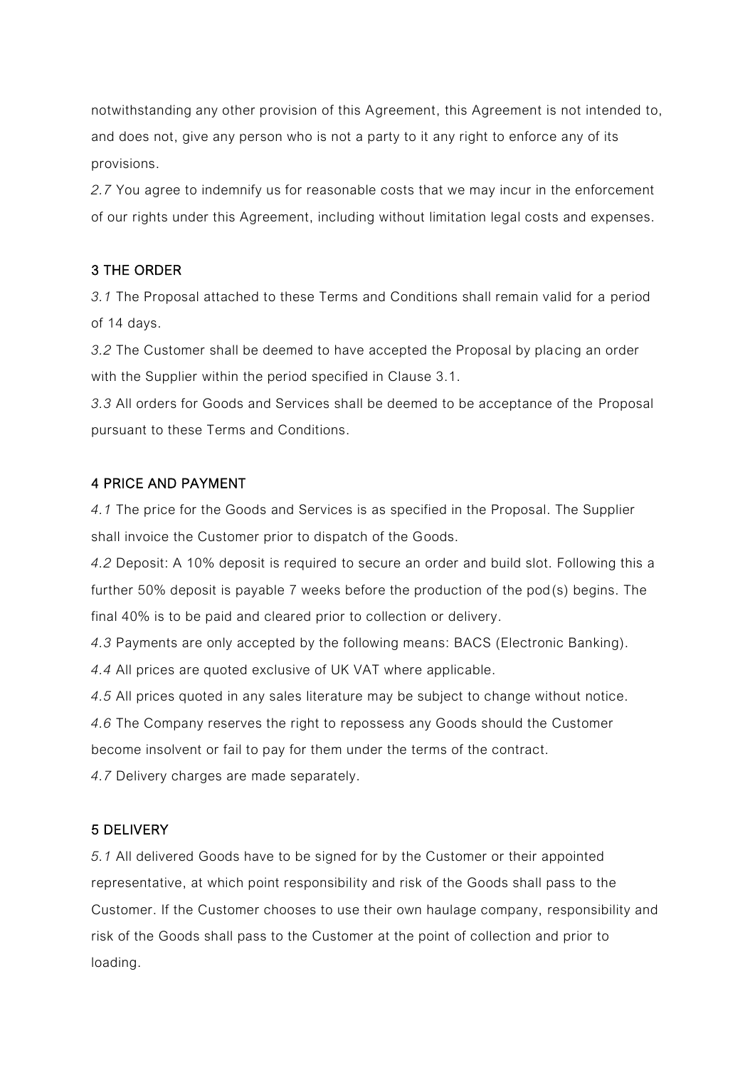notwithstanding any other provision of this Agreement, this Agreement is not intended to, and does not, give any person who is not a party to it any right to enforce any of its provisions.

*2.7* You agree to indemnify us for reasonable costs that we may incur in the enforcement of our rights under this Agreement, including without limitation legal costs and expenses.

## 3 THE ORDER

*3.1* The Proposal attached to these Terms and Conditions shall remain valid for a period of 14 days.

*3.2* The Customer shall be deemed to have accepted the Proposal by placing an order with the Supplier within the period specified in Clause 3.1.

*3.3* All orders for Goods and Services shall be deemed to be acceptance of the Proposal pursuant to these Terms and Conditions.

## 4 PRICE AND PAYMENT

*4.1* The price for the Goods and Services is as specified in the Proposal. The Supplier shall invoice the Customer prior to dispatch of the Goods.

*4.2* Deposit: A 10% deposit is required to secure an order and build slot. Following this a further 50% deposit is payable 7 weeks before the production of the pod(s) begins. The final 40% is to be paid and cleared prior to collection or delivery.

*4.3* Payments are only accepted by the following means: BACS (Electronic Banking).

*4.4* All prices are quoted exclusive of UK VAT where applicable.

*4.5* All prices quoted in any sales literature may be subject to change without notice.

*4.6* The Company reserves the right to repossess any Goods should the Customer become insolvent or fail to pay for them under the terms of the contract.

*4.7* Delivery charges are made separately.

## 5 DELIVERY

*5.1* All delivered Goods have to be signed for by the Customer or their appointed representative, at which point responsibility and risk of the Goods shall pass to the Customer. If the Customer chooses to use their own haulage company, responsibility and risk of the Goods shall pass to the Customer at the point of collection and prior to loading.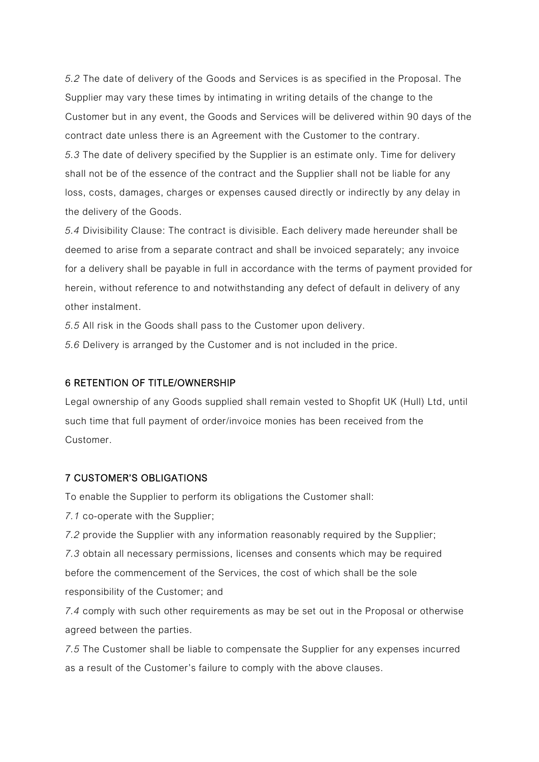*5.2* The date of delivery of the Goods and Services is as specified in the Proposal. The Supplier may vary these times by intimating in writing details of the change to the Customer but in any event, the Goods and Services will be delivered within 90 days of the contract date unless there is an Agreement with the Customer to the contrary.

*5.3* The date of delivery specified by the Supplier is an estimate only. Time for delivery shall not be of the essence of the contract and the Supplier shall not be liable for any loss, costs, damages, charges or expenses caused directly or indirectly by any delay in the delivery of the Goods.

*5.4* Divisibility Clause: The contract is divisible. Each delivery made hereunder shall be deemed to arise from a separate contract and shall be invoiced separately; any invoice for a delivery shall be payable in full in accordance with the terms of payment provided for herein, without reference to and notwithstanding any defect of default in delivery of any other instalment.

*5.5* All risk in the Goods shall pass to the Customer upon delivery.

*5.6* Delivery is arranged by the Customer and is not included in the price.

## 6 RETENTION OF TITLE/OWNERSHIP

Legal ownership of any Goods supplied shall remain vested to Shopfit UK (Hull) Ltd, until such time that full payment of order/invoice monies has been received from the Customer.

## 7 CUSTOMER'S OBLIGATIONS

To enable the Supplier to perform its obligations the Customer shall:

*7.1* co-operate with the Supplier;

*7.2* provide the Supplier with any information reasonably required by the Supplier;

*7.3* obtain all necessary permissions, licenses and consents which may be required before the commencement of the Services, the cost of which shall be the sole responsibility of the Customer; and

*7.4* comply with such other requirements as may be set out in the Proposal or otherwise agreed between the parties.

*7.5* The Customer shall be liable to compensate the Supplier for any expenses incurred as a result of the Customer's failure to comply with the above clauses.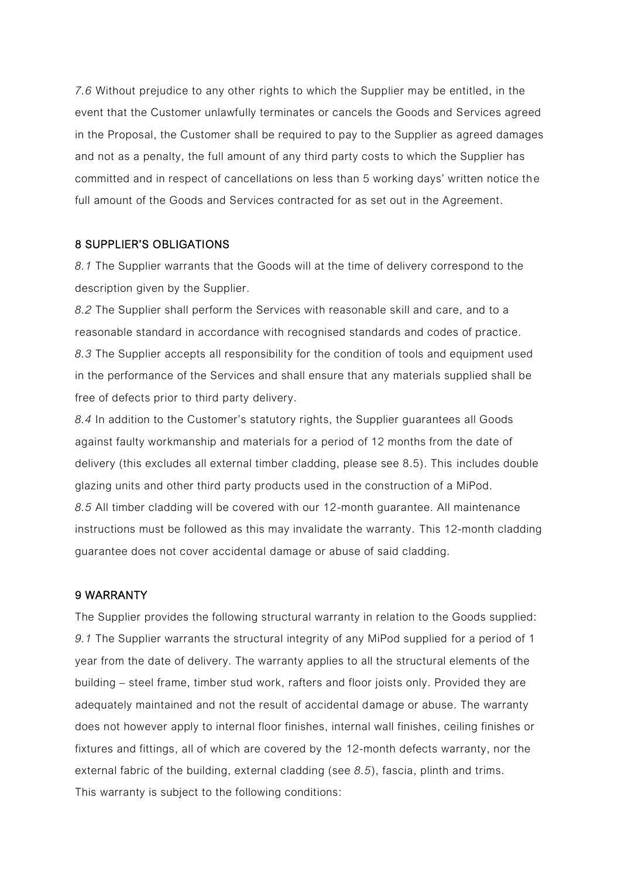*7.6* Without prejudice to any other rights to which the Supplier may be entitled, in the event that the Customer unlawfully terminates or cancels the Goods and Services agreed in the Proposal, the Customer shall be required to pay to the Supplier as agreed damages and not as a penalty, the full amount of any third party costs to which the Supplier has committed and in respect of cancellations on less than 5 working days' written notice the full amount of the Goods and Services contracted for as set out in the Agreement.

## 8 SUPPLIER'S OBLIGATIONS

*8.1* The Supplier warrants that the Goods will at the time of delivery correspond to the description given by the Supplier.

*8.2* The Supplier shall perform the Services with reasonable skill and care, and to a reasonable standard in accordance with recognised standards and codes of practice.

*8.3* The Supplier accepts all responsibility for the condition of tools and equipment used in the performance of the Services and shall ensure that any materials supplied shall be free of defects prior to third party delivery.

*8.4* In addition to the Customer's statutory rights, the Supplier guarantees all Goods against faulty workmanship and materials for a period of 12 months from the date of delivery (this excludes all external timber cladding, please see 8.5). This includes double glazing units and other third party products used in the construction of a MiPod.

*8.5* All timber cladding will be covered with our 12-month guarantee. All maintenance instructions must be followed as this may invalidate the warranty. This 12-month cladding guarantee does not cover accidental damage or abuse of said cladding.

## 9 WARRANTY

The Supplier provides the following structural warranty in relation to the Goods supplied:

*9.1* The Supplier warrants the structural integrity of any MiPod supplied for a period of 1 year from the date of delivery. The warranty applies to all the structural elements of the building – steel frame, timber stud work, rafters and floor joists only. Provided they are adequately maintained and not the result of accidental damage or abuse. The warranty does not however apply to internal floor finishes, internal wall finishes, ceiling finishes or fixtures and fittings, all of which are covered by the 12-month defects warranty, nor the external fabric of the building, external cladding (see *8.5*), fascia, plinth and trims.

This warranty is subject to the following conditions: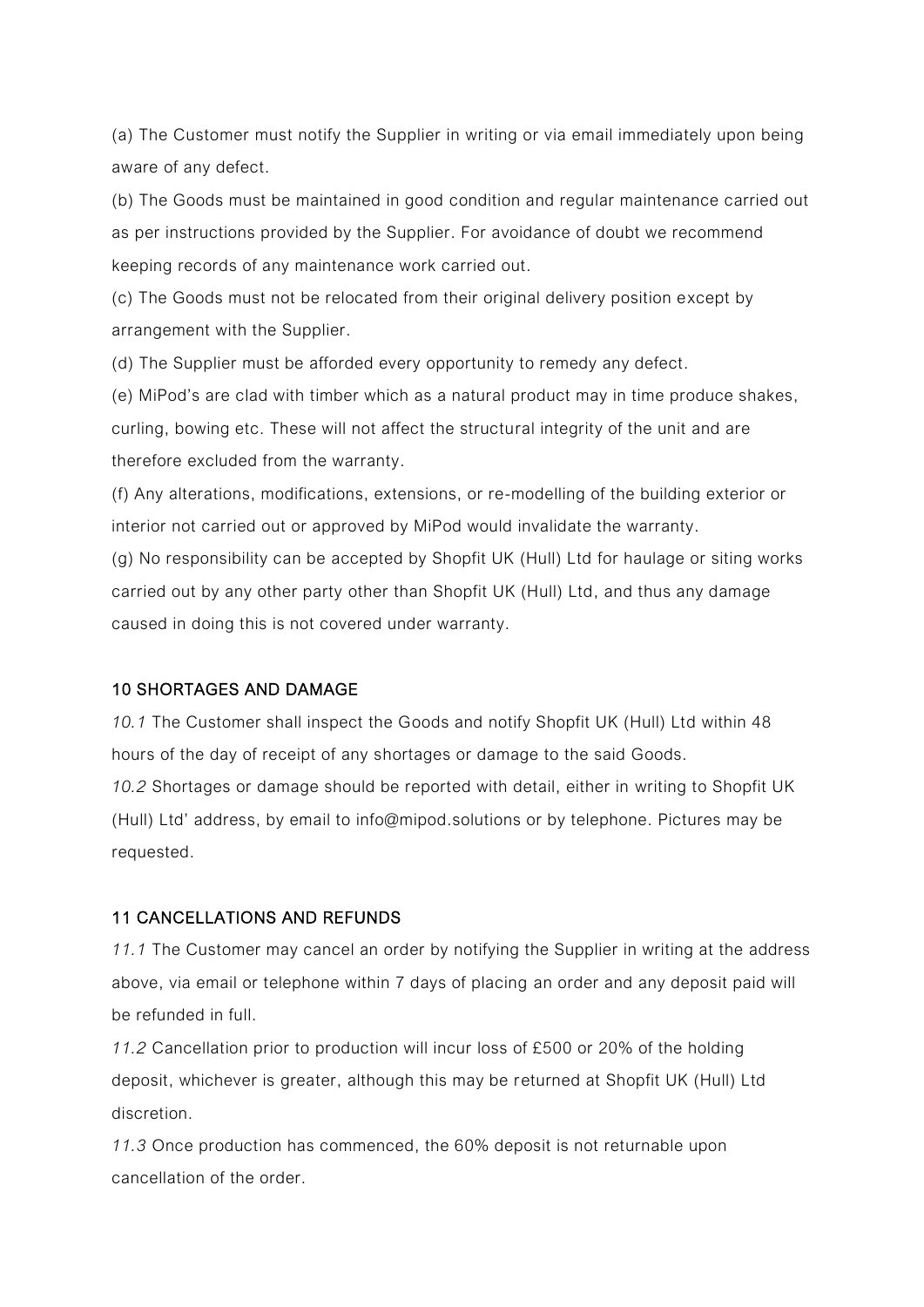(a) The Customer must notify the Supplier in writing or via email immediately upon being aware of any defect.

(b) The Goods must be maintained in good condition and regular maintenance carried out as per instructions provided by the Supplier. For avoidance of doubt we recommend keeping records of any maintenance work carried out.

(c) The Goods must not be relocated from their original delivery position except by arrangement with the Supplier.

(d) The Supplier must be afforded every opportunity to remedy any defect.

(e) MiPod's are clad with timber which as a natural product may in time produce shakes, curling, bowing etc. These will not affect the structural integrity of the unit and are therefore excluded from the warranty.

(f) Any alterations, modifications, extensions, or re-modelling of the building exterior or interior not carried out or approved by MiPod would invalidate the warranty.

(g) No responsibility can be accepted by Shopfit UK (Hull) Ltd for haulage or siting works carried out by any other party other than Shopfit UK (Hull) Ltd, and thus any damage caused in doing this is not covered under warranty.

## 10 SHORTAGES AND DAMAGE

*10.1* The Customer shall inspect the Goods and notify Shopfit UK (Hull) Ltd within 48 hours of the day of receipt of any shortages or damage to the said Goods.

*10.2* Shortages or damage should be reported with detail, either in writing to Shopfit UK (Hull) Ltd' address, by email to info@mipod.solutions or by telephone. Pictures may be requested.

## 11 CANCELLATIONS AND REFUNDS

*11.1* The Customer may cancel an order by notifying the Supplier in writing at the address above, via email or telephone within 7 days of placing an order and any deposit paid will be refunded in full.

*11.2* Cancellation prior to production will incur loss of £500 or 20% of the holding deposit, whichever is greater, although this may be returned at Shopfit UK (Hull) Ltd discretion.

*11.3* Once production has commenced, the 60% deposit is not returnable upon cancellation of the order.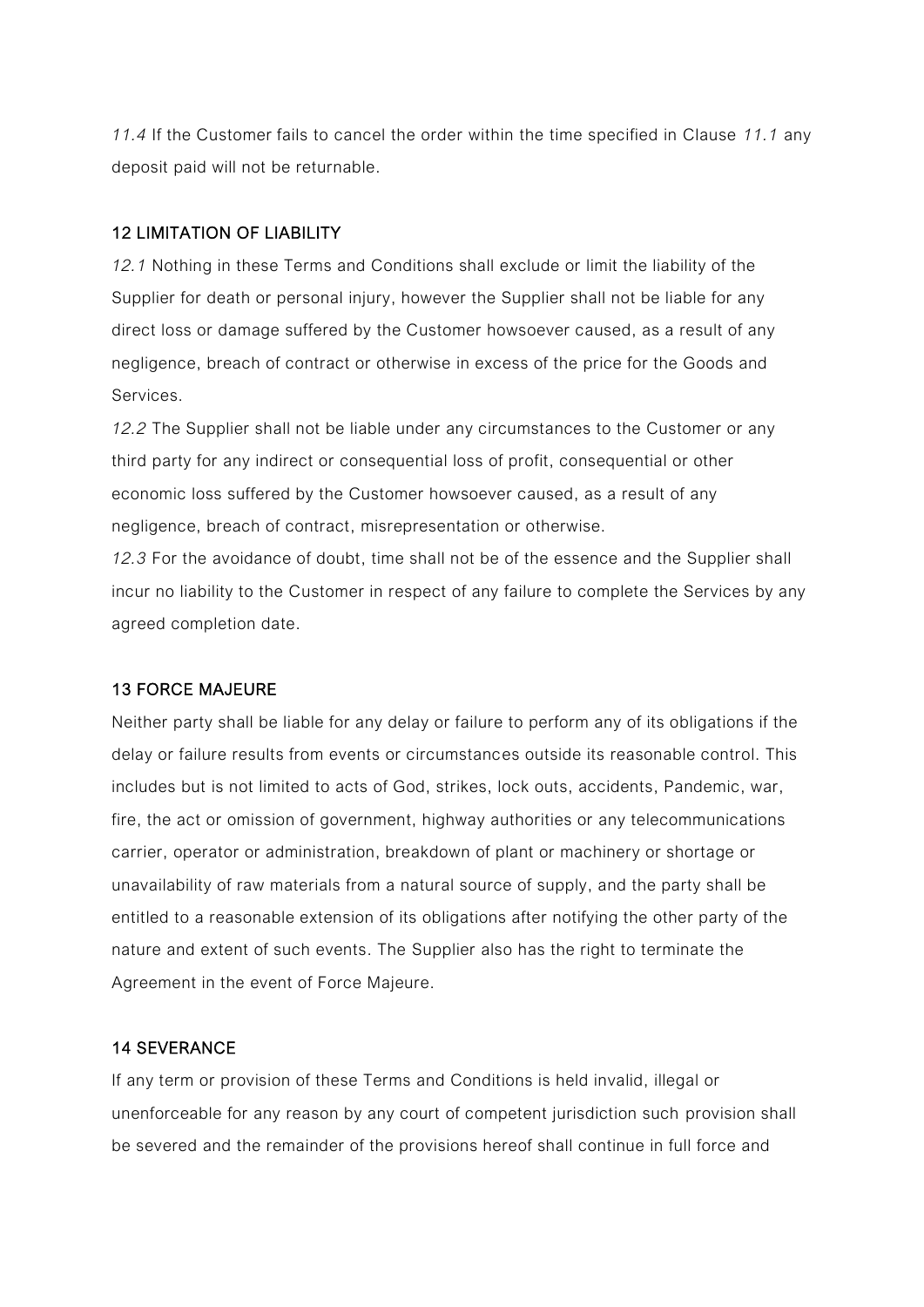*11.4* If the Customer fails to cancel the order within the time specified in Clause *11.1* any deposit paid will not be returnable.

## 12 LIMITATION OF LIABILITY

*12.1* Nothing in these Terms and Conditions shall exclude or limit the liability of the Supplier for death or personal injury, however the Supplier shall not be liable for any direct loss or damage suffered by the Customer howsoever caused, as a result of any negligence, breach of contract or otherwise in excess of the price for the Goods and Services.

*12.2* The Supplier shall not be liable under any circumstances to the Customer or any third party for any indirect or consequential loss of profit, consequential or other economic loss suffered by the Customer howsoever caused, as a result of any negligence, breach of contract, misrepresentation or otherwise.

*12.3* For the avoidance of doubt, time shall not be of the essence and the Supplier shall incur no liability to the Customer in respect of any failure to complete the Services by any agreed completion date.

## 13 FORCE MAJEURE

Neither party shall be liable for any delay or failure to perform any of its obligations if the delay or failure results from events or circumstances outside its reasonable control. This includes but is not limited to acts of God, strikes, lock outs, accidents, Pandemic, war, fire, the act or omission of government, highway authorities or any telecommunications carrier, operator or administration, breakdown of plant or machinery or shortage or unavailability of raw materials from a natural source of supply, and the party shall be entitled to a reasonable extension of its obligations after notifying the other party of the nature and extent of such events. The Supplier also has the right to terminate the Agreement in the event of Force Majeure.

## 14 SEVERANCE

If any term or provision of these Terms and Conditions is held invalid, illegal or unenforceable for any reason by any court of competent jurisdiction such provision shall be severed and the remainder of the provisions hereof shall continue in full force and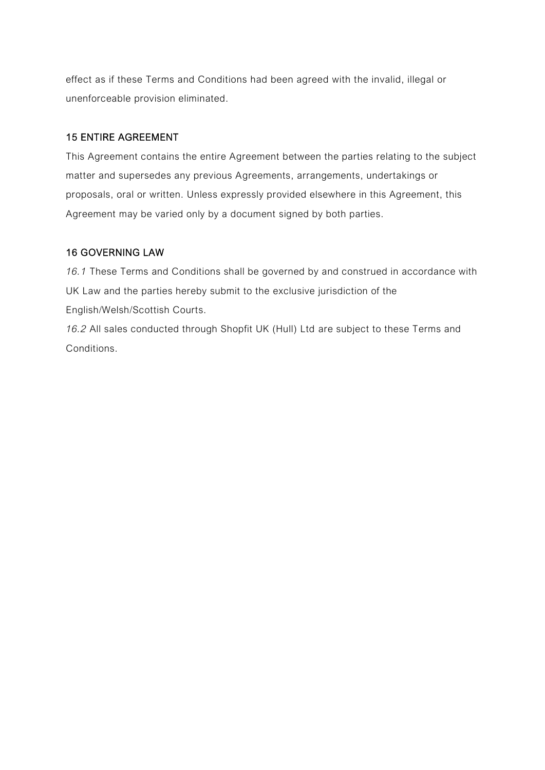effect as if these Terms and Conditions had been agreed with the invalid, illegal or unenforceable provision eliminated.

## 15 ENTIRE AGREEMENT

This Agreement contains the entire Agreement between the parties relating to the subject matter and supersedes any previous Agreements, arrangements, undertakings or proposals, oral or written. Unless expressly provided elsewhere in this Agreement, this Agreement may be varied only by a document signed by both parties.

## 16 GOVERNING LAW

*16.1* These Terms and Conditions shall be governed by and construed in accordance with UK Law and the parties hereby submit to the exclusive jurisdiction of the English/Welsh/Scottish Courts.

*16.2* All sales conducted through Shopfit UK (Hull) Ltd are subject to these Terms and Conditions.